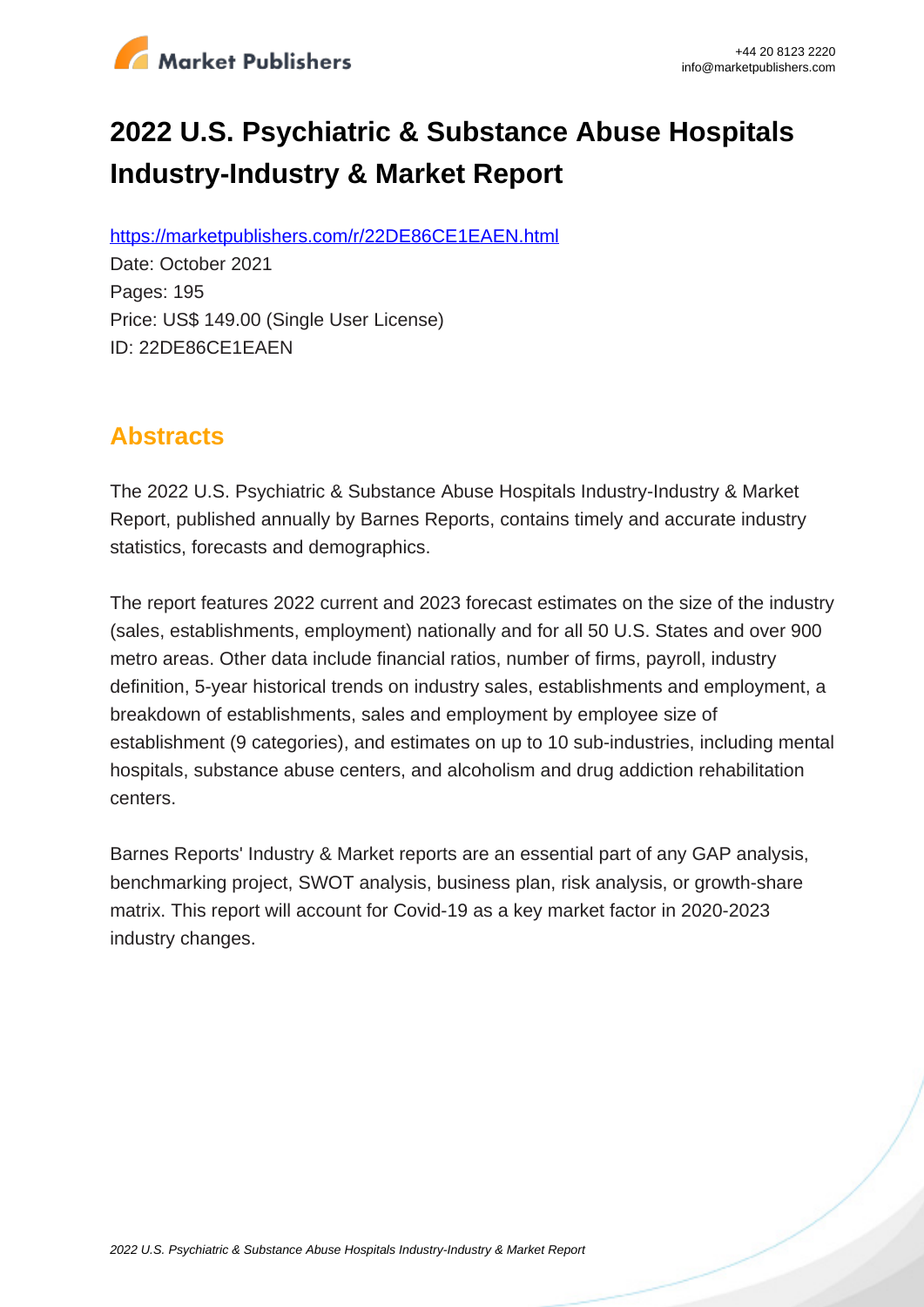# 2022 U.S. Psychiatric & Substance Abuse Hospitals Industry-Industry & Market Report

https://marketpublishers.com/r/22DE86CE1EAEN.html

Date: October 2021

Pages: 195

Price: US$ 149.00 (Single User License)

ID: 22DE86CE1EAEN

## Abstracts

The 2022 U.S. Psychiatric & Substance Abuse Hospitals Industry-Industry & Market Report, published annually by Barnes Reports, contains timely and accurate industry statistics, forecasts and demographics.

The report features 2022 current and 2023 forecast estimates on the size of the industry (sales, establishments, employment) nationally and for all 50 U.S. States and over 900 metro areas. Other data include financial ratios, number of firms, payroll, industry definition, 5-year historical trends on industry sales, establishments and employment, a breakdown of establishments, sales and employment by employee size of establishment (9 categories), and estimates on up to 10 sub-industries, including mental hospitals, substance abuse centers, and alcoholism and drug addiction rehabilitation centers.

Barnes Reports' Industry & Market reports are an essential part of any GAP analysis, benchmarking project, SWOT analysis, business plan, risk analysis, or growth-share matrix. This report will account for Covid-19 as a key market factor in 2020-2023 industry changes.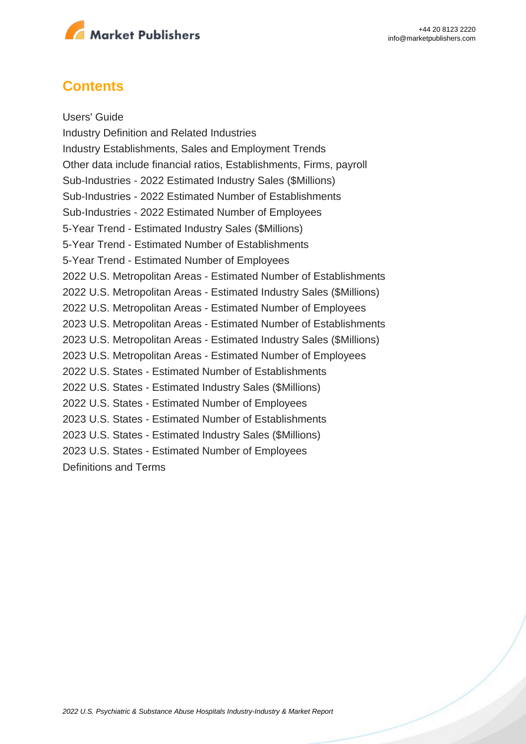## Contents

Users' Guide

Industry Definition and Related Industries

Industry Establishments, Sales and Employment Trends

Other data include financial ratios, Establishments, Firms, payroll

Sub-Industries - 2022 Estimated Industry Sales ($Millions)

Sub-Industries - 2022 Estimated Number of Establishments

Sub-Industries - 2022 Estimated Number of Employees

5-Year Trend - Estimated Industry Sales ($Millions)

5-Year Trend - Estimated Number of Establishments

5-Year Trend - Estimated Number of Employees

2022 U.S. Metropolitan Areas - Estimated Number of Establishments

2022 U.S. Metropolitan Areas - Estimated Industry Sales ($Millions)

2022 U.S. Metropolitan Areas - Estimated Number of Employees

2023 U.S. Metropolitan Areas - Estimated Number of Establishments

2023 U.S. Metropolitan Areas - Estimated Industry Sales ($Millions)

2023 U.S. Metropolitan Areas - Estimated Number of Employees

2022 U.S. States - Estimated Number of Establishments

2022 U.S. States - Estimated Industry Sales ($Millions)

2022 U.S. States - Estimated Number of Employees

2023 U.S. States - Estimated Number of Establishments

2023 U.S. States - Estimated Industry Sales ($Millions)

2023 U.S. States - Estimated Number of Employees

Definitions and Terms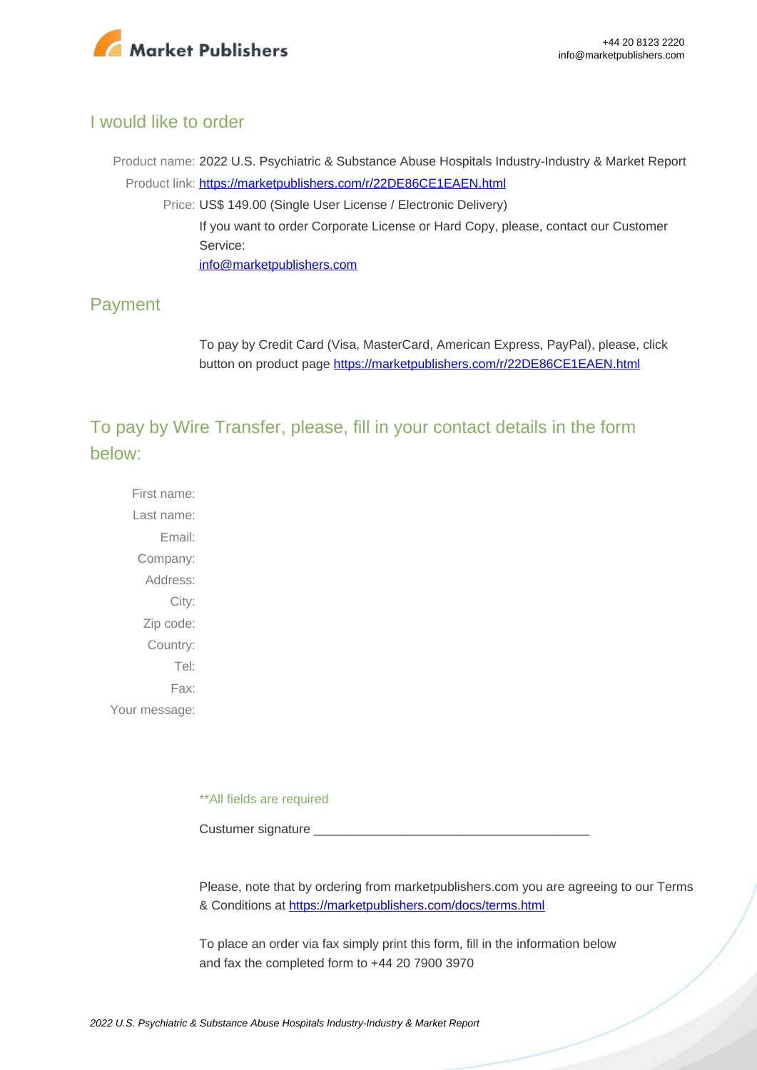## I would like to order

Product name: 2022 U.S. Psychiatric & Substance Abuse Hospitals Industry-Industry & Market Report

Product link: https://marketpublishers.com/r/22DE86CE1EAEN.html

Price: US$ 149.00 (Single User License / Electronic Delivery)

If you want to order Corporate License or Hard Copy, please, contact our Customer Service:

info@marketpublishers.com

## Payment

To pay by Credit Card (Visa, MasterCard, American Express, PayPal), please, click button on product page https://marketpublishers.com/r/22DE86CE1EAEN.html

## To pay by Wire Transfer, please, fill in your contact details in the form below:

First name:

Last name:

Email:

Company:

Address:

City:

Zip code:

Country:

Tel:

Fax:

Your message:

**All fields are required

Custumer signature _______________________________________

Please, note that by ordering from marketpublishers.com you are agreeing to our Terms & Conditions at https://marketpublishers.com/docs/terms.html

To place an order via fax simply print this form, fill in the information below and fax the completed form to +44 20 7900 3970